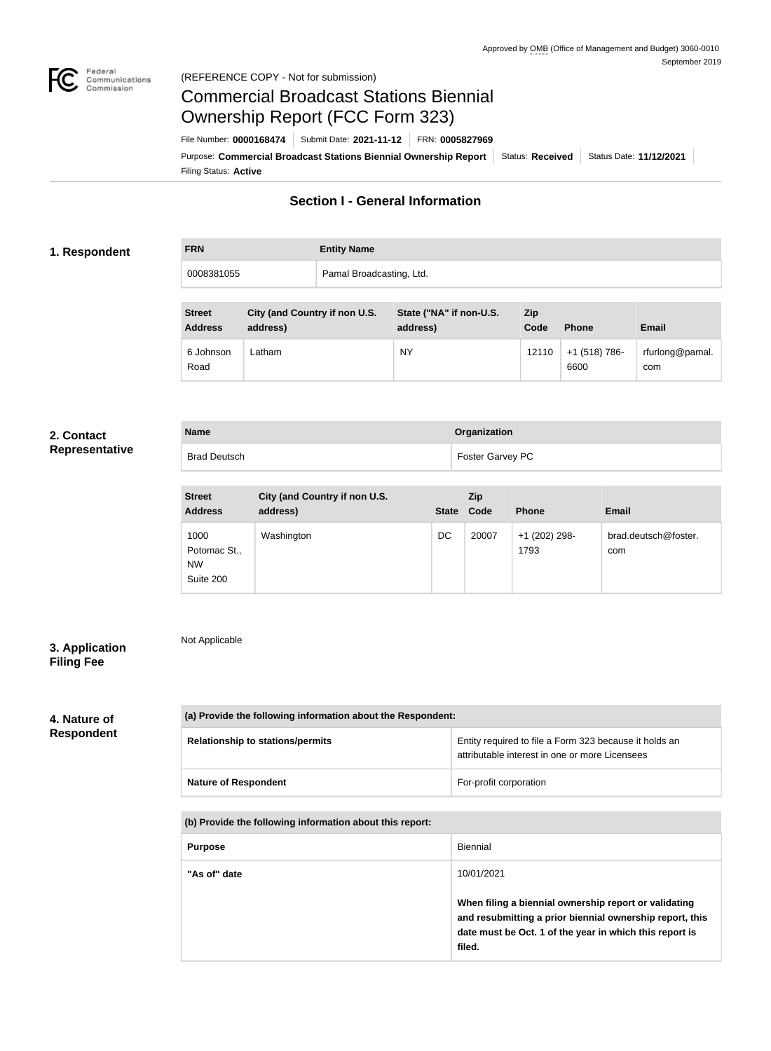Approved by OMB (Office of Management and Budget) 3060-0010
September 2019

(REFERENCE COPY - Not for submission)

# Commercial Broadcast Stations Biennial Ownership Report (FCC Form 323)

File Number: **0000168474** | Submit Date: **2021-11-12** | FRN: **0005827969**

Purpose: **Commercial Broadcast Stations Biennial Ownership Report** | Status: **Received** | Status Date: **11/12/2021**

Filing Status: **Active**

## Section I - General Information

### 1. Respondent

| FRN | Entity Name |
|---|---|
| 0008381055 | Pamal Broadcasting, Ltd. |

| Street Address | City (and Country if non U.S. address) | State ("NA" if non-U.S. address) | Zip Code | Phone | Email |
|---|---|---|---|---|---|
| 6 Johnson Road | Latham | NY | 12110 | +1 (518) 786-6600 | rfurlong@pamal.com |

### 2. Contact Representative

| Name | Organization |
|---|---|
| Brad Deutsch | Foster Garvey PC |

| Street Address | City (and Country if non U.S. address) | State | Zip Code | Phone | Email |
|---|---|---|---|---|---|
| 1000 Potomac St., NW Suite 200 | Washington | DC | 20007 | +1 (202) 298-1793 | brad.deutsch@foster.com |

### 3. Application Filing Fee

Not Applicable

### 4. Nature of Respondent

| (a) Provide the following information about the Respondent: | |
|---|---|
| Relationship to stations/permits | Entity required to file a Form 323 because it holds an attributable interest in one or more Licensees |
| Nature of Respondent | For-profit corporation |

| (b) Provide the following information about this report: | |
|---|---|
| Purpose | Biennial |
| "As of" date | 10/01/2021<br><br>**When filing a biennial ownership report or validating and resubmitting a prior biennial ownership report, this date must be Oct. 1 of the year in which this report is filed.** |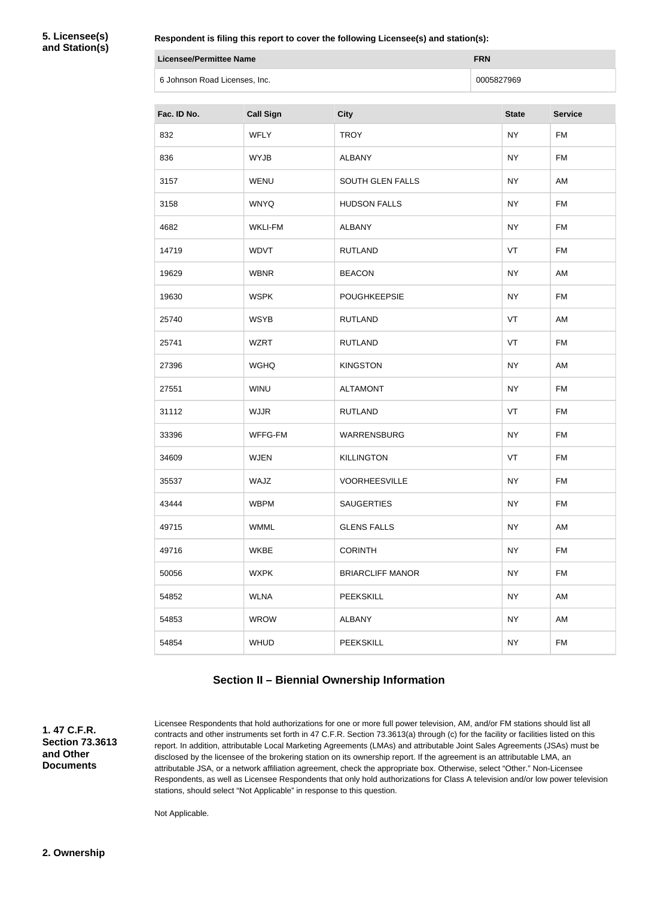**5. Licensee(s) and Station(s)**

**Respondent is filing this report to cover the following Licensee(s) and station(s):**

| Licensee/Permittee Name | FRN |
| --- | --- |
| 6 Johnson Road Licenses, Inc. | 0005827969 |

| Fac. ID No. | Call Sign | City | State | Service |
| --- | --- | --- | --- | --- |
| 832 | WFLY | TROY | NY | FM |
| 836 | WYJB | ALBANY | NY | FM |
| 3157 | WENU | SOUTH GLEN FALLS | NY | AM |
| 3158 | WNYQ | HUDSON FALLS | NY | FM |
| 4682 | WKLI-FM | ALBANY | NY | FM |
| 14719 | WDVT | RUTLAND | VT | FM |
| 19629 | WBNR | BEACON | NY | AM |
| 19630 | WSPK | POUGHKEEPSIE | NY | FM |
| 25740 | WSYB | RUTLAND | VT | AM |
| 25741 | WZRT | RUTLAND | VT | FM |
| 27396 | WGHQ | KINGSTON | NY | AM |
| 27551 | WINU | ALTAMONT | NY | FM |
| 31112 | WJJR | RUTLAND | VT | FM |
| 33396 | WFFG-FM | WARRENSBURG | NY | FM |
| 34609 | WJEN | KILLINGTON | VT | FM |
| 35537 | WAJZ | VOORHEESVILLE | NY | FM |
| 43444 | WBPM | SAUGERTIES | NY | FM |
| 49715 | WMML | GLENS FALLS | NY | AM |
| 49716 | WKBE | CORINTH | NY | FM |
| 50056 | WXPK | BRIARCLIFF MANOR | NY | FM |
| 54852 | WLNA | PEEKSKILL | NY | AM |
| 54853 | WROW | ALBANY | NY | AM |
| 54854 | WHUD | PEEKSKILL | NY | FM |

## Section II – Biennial Ownership Information

**1. 47 C.F.R. Section 73.3613 and Other Documents**

Licensee Respondents that hold authorizations for one or more full power television, AM, and/or FM stations should list all contracts and other instruments set forth in 47 C.F.R. Section 73.3613(a) through (c) for the facility or facilities listed on this report. In addition, attributable Local Marketing Agreements (LMAs) and attributable Joint Sales Agreements (JSAs) must be disclosed by the licensee of the brokering station on its ownership report. If the agreement is an attributable LMA, an attributable JSA, or a network affiliation agreement, check the appropriate box. Otherwise, select "Other." Non-Licensee Respondents, as well as Licensee Respondents that only hold authorizations for Class A television and/or low power television stations, should select "Not Applicable" in response to this question.

Not Applicable.

**2. Ownership**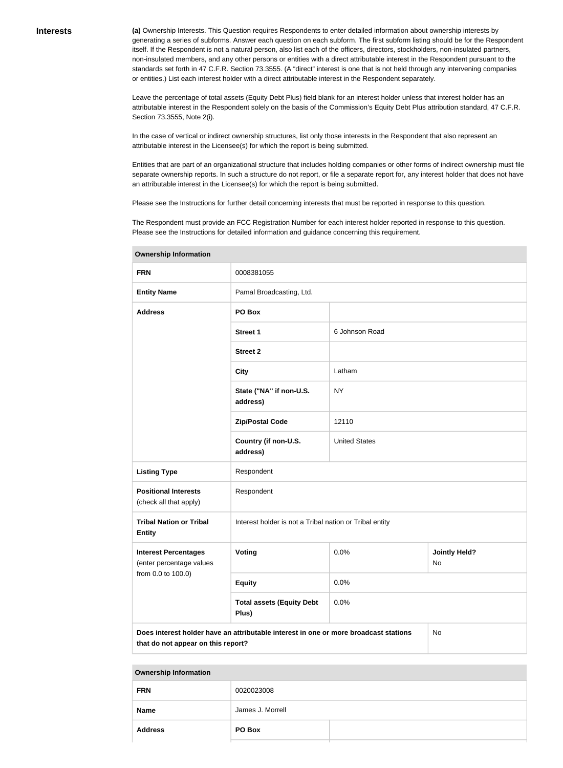**Interests**

**(a)** Ownership Interests. This Question requires Respondents to enter detailed information about ownership interests by generating a series of subforms. Answer each question on each subform. The first subform listing should be for the Respondent itself. If the Respondent is not a natural person, also list each of the officers, directors, stockholders, non-insulated partners, non-insulated members, and any other persons or entities with a direct attributable interest in the Respondent pursuant to the standards set forth in 47 C.F.R. Section 73.3555. (A "direct" interest is one that is not held through any intervening companies or entities.) List each interest holder with a direct attributable interest in the Respondent separately.

Leave the percentage of total assets (Equity Debt Plus) field blank for an interest holder unless that interest holder has an attributable interest in the Respondent solely on the basis of the Commission's Equity Debt Plus attribution standard, 47 C.F.R. Section 73.3555, Note 2(i).

In the case of vertical or indirect ownership structures, list only those interests in the Respondent that also represent an attributable interest in the Licensee(s) for which the report is being submitted.

Entities that are part of an organizational structure that includes holding companies or other forms of indirect ownership must file separate ownership reports. In such a structure do not report, or file a separate report for, any interest holder that does not have an attributable interest in the Licensee(s) for which the report is being submitted.

Please see the Instructions for further detail concerning interests that must be reported in response to this question.

The Respondent must provide an FCC Registration Number for each interest holder reported in response to this question. Please see the Instructions for detailed information and guidance concerning this requirement.

| **Ownership Information** | | | |
|---|---|---|---|
| **FRN** | 0008381055 | | |
| **Entity Name** | Pamal Broadcasting, Ltd. | | |
| **Address** | **PO Box** | | |
| | **Street 1** | 6 Johnson Road | |
| | **Street 2** | | |
| | **City** | Latham | |
| | **State ("NA" if non-U.S. address)** | NY | |
| | **Zip/Postal Code** | 12110 | |
| | **Country (if non-U.S. address)** | United States | |
| **Listing Type** | Respondent | | |
| **Positional Interests** (check all that apply) | Respondent | | |
| **Tribal Nation or Tribal Entity** | Interest holder is not a Tribal nation or Tribal entity | | |
| **Interest Percentages** (enter percentage values from 0.0 to 100.0) | **Voting** | 0.0% | **Jointly Held?** No |
| | **Equity** | 0.0% | |
| | **Total assets (Equity Debt Plus)** | 0.0% | |
| **Does interest holder have an attributable interest in one or more broadcast stations that do not appear on this report?** | | | No |

| **Ownership Information** | | |
|---|---|---|
| **FRN** | 0020023008 | |
| **Name** | James J. Morrell | |
| **Address** | **PO Box** | |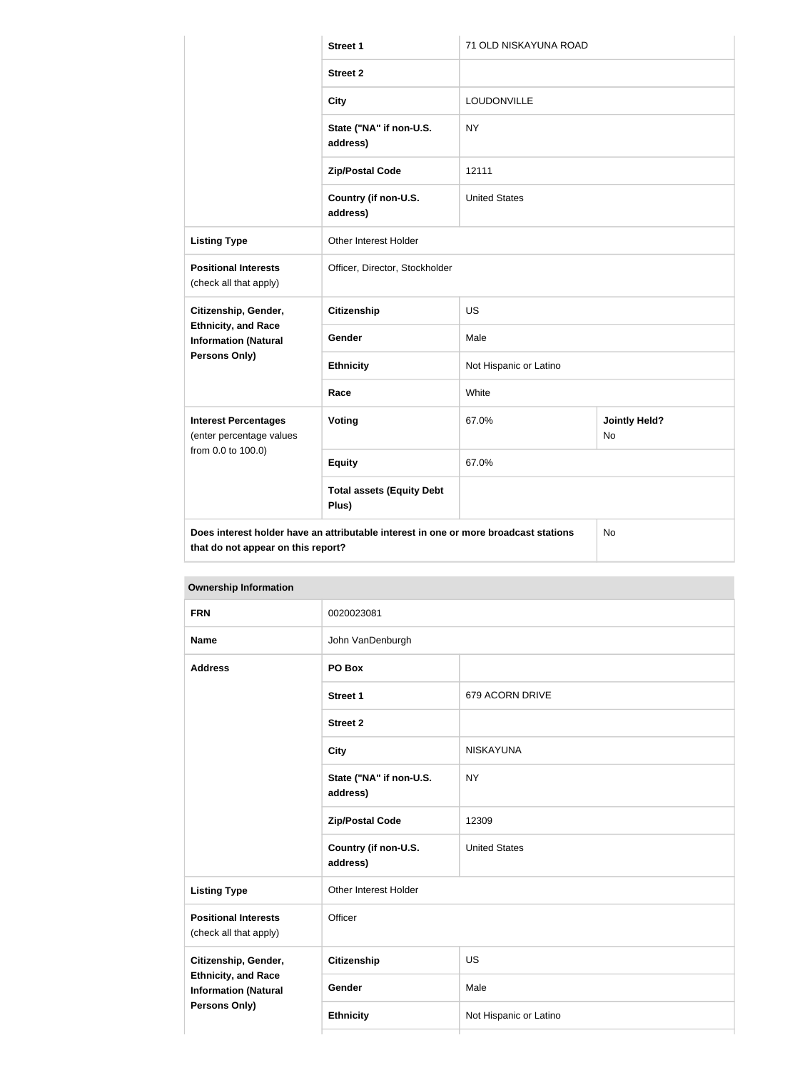| | | | |
|---|---|---|---|
| | **Street 1** | 71 OLD NISKAYUNA ROAD | |
| | **Street 2** | | |
| | **City** | LOUDONVILLE | |
| | **State ("NA" if non-U.S. address)** | NY | |
| | **Zip/Postal Code** | 12111 | |
| | **Country (if non-U.S. address)** | United States | |
| **Listing Type** | Other Interest Holder | | |
| **Positional Interests** (check all that apply) | Officer, Director, Stockholder | | |
| **Citizenship, Gender, Ethnicity, and Race Information (Natural Persons Only)** | **Citizenship** | US | |
| | **Gender** | Male | |
| | **Ethnicity** | Not Hispanic or Latino | |
| | **Race** | White | |
| **Interest Percentages** (enter percentage values from 0.0 to 100.0) | **Voting** | 67.0% | **Jointly Held?** No |
| | **Equity** | 67.0% | |
| | **Total assets (Equity Debt Plus)** | | |
| **Does interest holder have an attributable interest in one or more broadcast stations that do not appear on this report?** | | | No |

| **Ownership Information** | | |
|---|---|---|
| **FRN** | 0020023081 | |
| **Name** | John VanDenburgh | |
| **Address** | **PO Box** | |
| | **Street 1** | 679 ACORN DRIVE |
| | **Street 2** | |
| | **City** | NISKAYUNA |
| | **State ("NA" if non-U.S. address)** | NY |
| | **Zip/Postal Code** | 12309 |
| | **Country (if non-U.S. address)** | United States |
| **Listing Type** | Other Interest Holder | |
| **Positional Interests** (check all that apply) | Officer | |
| **Citizenship, Gender, Ethnicity, and Race Information (Natural Persons Only)** | **Citizenship** | US |
| | **Gender** | Male |
| | **Ethnicity** | Not Hispanic or Latino |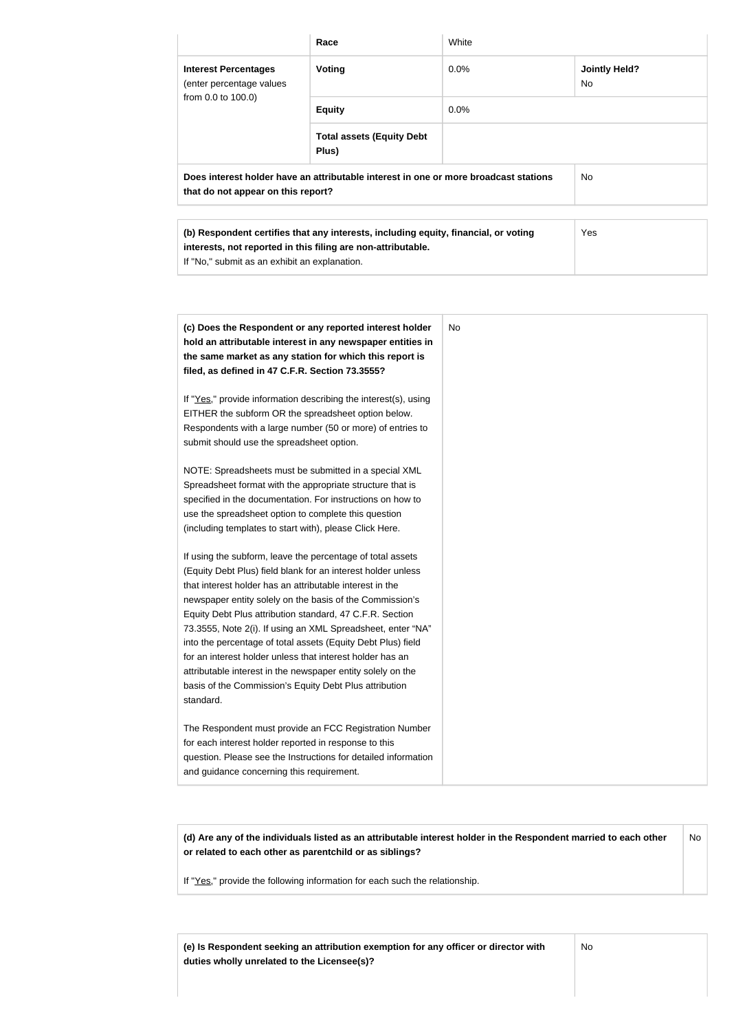| | Race | White | |
|---|---|---|---|
| **Interest Percentages** (enter percentage values from 0.0 to 100.0) | **Voting** | 0.0% | **Jointly Held?** No |
| | **Equity** | 0.0% | |
| | **Total assets (Equity Debt Plus)** | | |
| **Does interest holder have an attributable interest in one or more broadcast stations that do not appear on this report?** | | | No |

| | |
|---|---|
| **(b) Respondent certifies that any interests, including equity, financial, or voting interests, not reported in this filing are non-attributable.** If "No," submit as an exhibit an explanation. | Yes |

| | |
|---|---|
| **(c) Does the Respondent or any reported interest holder hold an attributable interest in any newspaper entities in the same market as any station for which this report is filed, as defined in 47 C.F.R. Section 73.3555?**<br><br>If "Yes," provide information describing the interest(s), using EITHER the subform OR the spreadsheet option below. Respondents with a large number (50 or more) of entries to submit should use the spreadsheet option.<br><br>NOTE: Spreadsheets must be submitted in a special XML Spreadsheet format with the appropriate structure that is specified in the documentation. For instructions on how to use the spreadsheet option to complete this question (including templates to start with), please Click Here.<br><br>If using the subform, leave the percentage of total assets (Equity Debt Plus) field blank for an interest holder unless that interest holder has an attributable interest in the newspaper entity solely on the basis of the Commission's Equity Debt Plus attribution standard, 47 C.F.R. Section 73.3555, Note 2(i). If using an XML Spreadsheet, enter "NA" into the percentage of total assets (Equity Debt Plus) field for an interest holder unless that interest holder has an attributable interest in the newspaper entity solely on the basis of the Commission's Equity Debt Plus attribution standard.<br><br>The Respondent must provide an FCC Registration Number for each interest holder reported in response to this question. Please see the Instructions for detailed information and guidance concerning this requirement. | No |

| | |
|---|---|
| **(d) Are any of the individuals listed as an attributable interest holder in the Respondent married to each other or related to each other as parentchild or as siblings?**<br><br>If "Yes," provide the following information for each such the relationship. | No |

| | |
|---|---|
| **(e) Is Respondent seeking an attribution exemption for any officer or director with duties wholly unrelated to the Licensee(s)?** | No |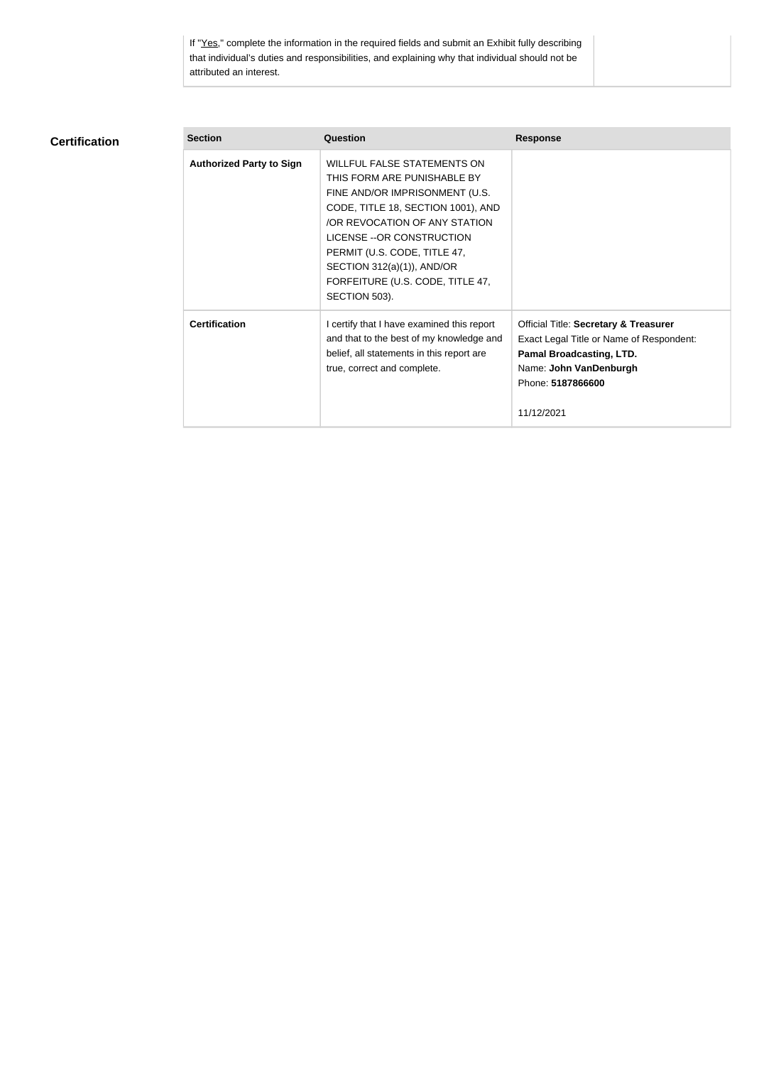If "Yes," complete the information in the required fields and submit an Exhibit fully describing that individual's duties and responsibilities, and explaining why that individual should not be attributed an interest.

## Certification

| Section | Question | Response |
| --- | --- | --- |
| **Authorized Party to Sign** | WILLFUL FALSE STATEMENTS ON THIS FORM ARE PUNISHABLE BY FINE AND/OR IMPRISONMENT (U.S. CODE, TITLE 18, SECTION 1001), AND /OR REVOCATION OF ANY STATION LICENSE --OR CONSTRUCTION PERMIT (U.S. CODE, TITLE 47, SECTION 312(a)(1)), AND/OR FORFEITURE (U.S. CODE, TITLE 47, SECTION 503). | |
| **Certification** | I certify that I have examined this report and that to the best of my knowledge and belief, all statements in this report are true, correct and complete. | Official Title: **Secretary & Treasurer**<br>Exact Legal Title or Name of Respondent: **Pamal Broadcasting, LTD.**<br>Name: **John VanDenburgh**<br>Phone: **5187866600**<br><br>11/12/2021 |